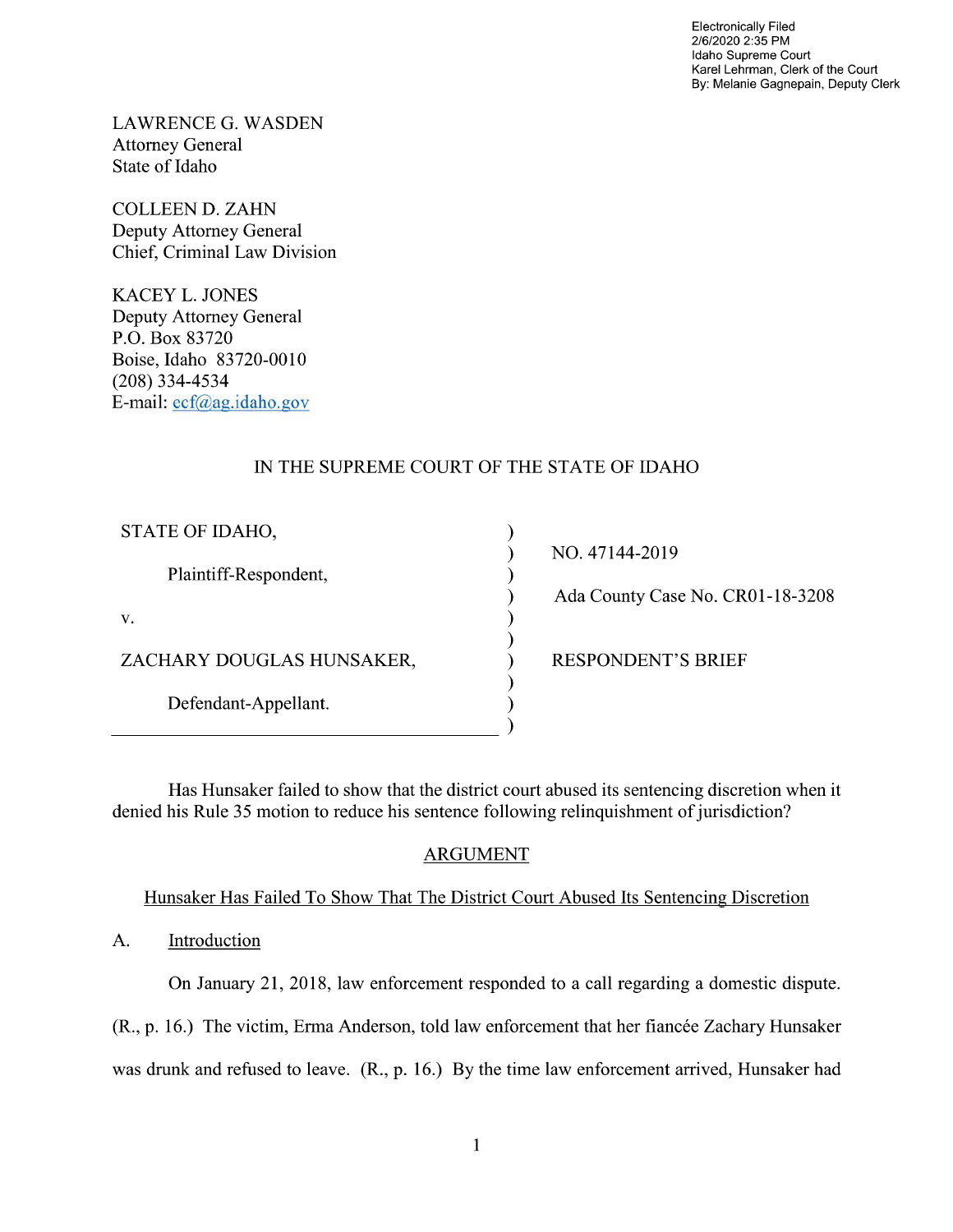Electronically Filed
2/6/2020 2:35 PM
Idaho Supreme Court
Karel Lehrman, Clerk of the Court
By: Melanie Gagnepain, Deputy Clerk

LAWRENCE G. WASDEN
Attorney General
State of Idaho

COLLEEN D. ZAHN
Deputy Attorney General
Chief, Criminal Law Division

KACEY L. JONES
Deputy Attorney General
P.O. Box 83720
Boise, Idaho 83720-0010
(208) 334-4534
E-mail: ecf@ag.idaho.gov

IN THE SUPREME COURT OF THE STATE OF IDAHO

| | |
|---|---|
| STATE OF IDAHO,<br><br>Plaintiff-Respondent,<br><br>v.<br><br>ZACHARY DOUGLAS HUNSAKER,<br><br>Defendant-Appellant. | NO. 47144-2019<br><br>Ada County Case No. CR01-18-3208<br><br>RESPONDENT'S BRIEF |

Has Hunsaker failed to show that the district court abused its sentencing discretion when it denied his Rule 35 motion to reduce his sentence following relinquishment of jurisdiction?

## ARGUMENT

### Hunsaker Has Failed To Show That The District Court Abused Its Sentencing Discretion

#### A. Introduction

On January 21, 2018, law enforcement responded to a call regarding a domestic dispute. (R., p. 16.) The victim, Erma Anderson, told law enforcement that her fiancée Zachary Hunsaker was drunk and refused to leave. (R., p. 16.) By the time law enforcement arrived, Hunsaker had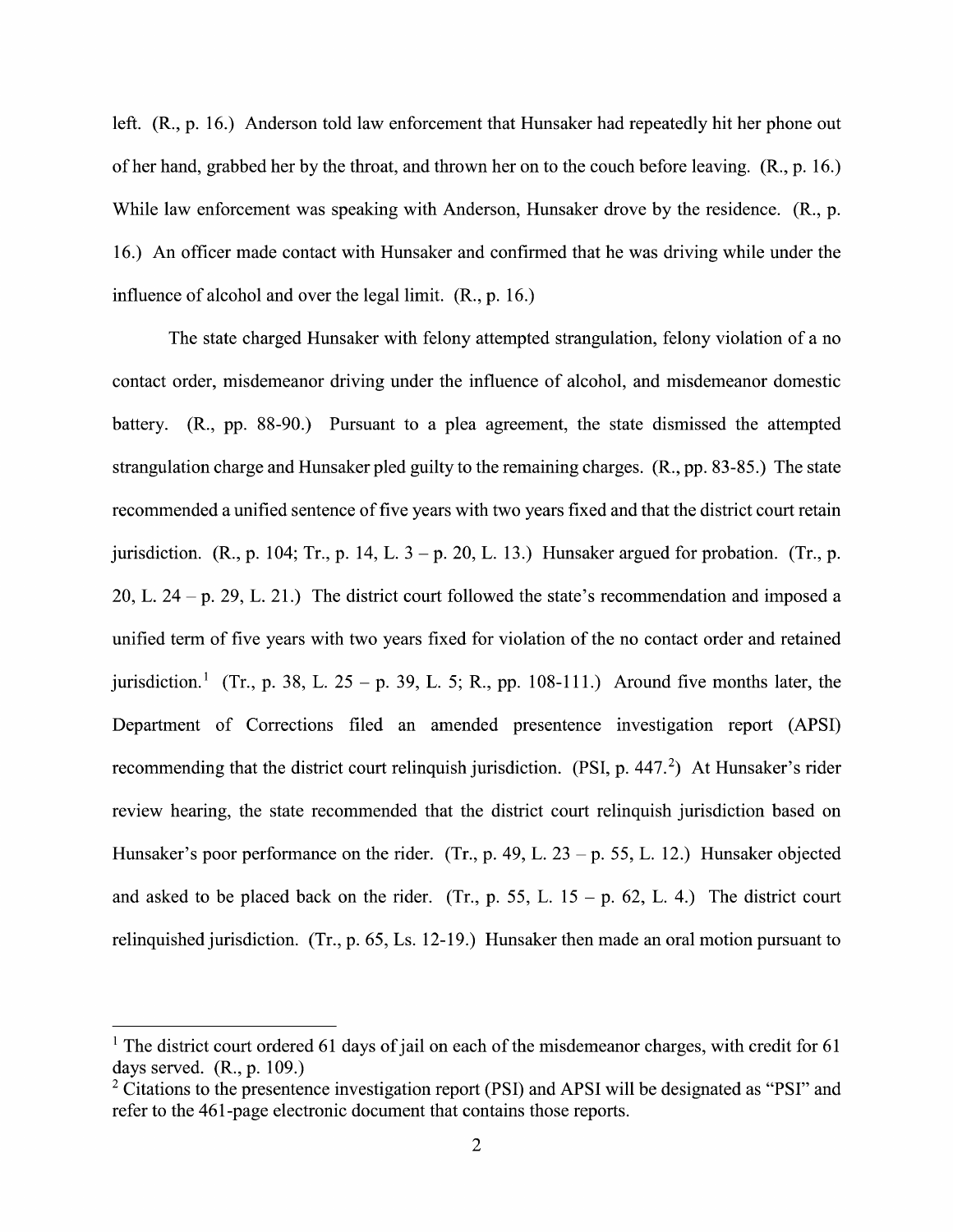left. (R., p. 16.) Anderson told law enforcement that Hunsaker had repeatedly hit her phone out of her hand, grabbed her by the throat, and thrown her on to the couch before leaving. (R., p. 16.) While law enforcement was speaking with Anderson, Hunsaker drove by the residence. (R., p. 16.) An officer made contact with Hunsaker and confirmed that he was driving while under the influence of alcohol and over the legal limit. (R., p. 16.)

The state charged Hunsaker with felony attempted strangulation, felony violation of a no contact order, misdemeanor driving under the influence of alcohol, and misdemeanor domestic battery. (R., pp. 88-90.) Pursuant to a plea agreement, the state dismissed the attempted strangulation charge and Hunsaker pled guilty to the remaining charges. (R., pp. 83-85.) The state recommended a unified sentence of five years with two years fixed and that the district court retain jurisdiction. (R., p. 104; Tr., p. 14, L. 3 – p. 20, L. 13.) Hunsaker argued for probation. (Tr., p. 20, L. 24 – p. 29, L. 21.) The district court followed the state's recommendation and imposed a unified term of five years with two years fixed for violation of the no contact order and retained jurisdiction.[1] (Tr., p. 38, L. 25 – p. 39, L. 5; R., pp. 108-111.) Around five months later, the Department of Corrections filed an amended presentence investigation report (APSI) recommending that the district court relinquish jurisdiction. (PSI, p. 447.[2]) At Hunsaker's rider review hearing, the state recommended that the district court relinquish jurisdiction based on Hunsaker's poor performance on the rider. (Tr., p. 49, L. 23 – p. 55, L. 12.) Hunsaker objected and asked to be placed back on the rider. (Tr., p. 55, L. 15 – p. 62, L. 4.) The district court relinquished jurisdiction. (Tr., p. 65, Ls. 12-19.) Hunsaker then made an oral motion pursuant to

---

[1] The district court ordered 61 days of jail on each of the misdemeanor charges, with credit for 61 days served. (R., p. 109.)

[2] Citations to the presentence investigation report (PSI) and APSI will be designated as "PSI" and refer to the 461-page electronic document that contains those reports.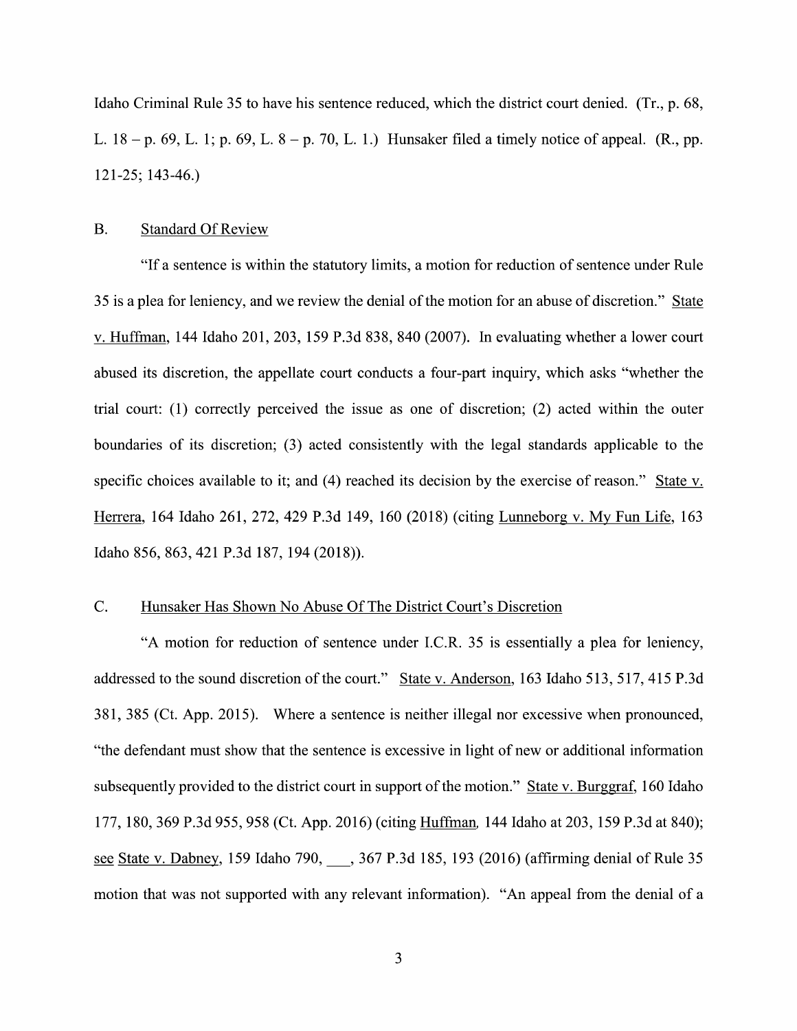Idaho Criminal Rule 35 to have his sentence reduced, which the district court denied. (Tr., p. 68, L. 18 – p. 69, L. 1; p. 69, L. 8 – p. 70, L. 1.) Hunsaker filed a timely notice of appeal. (R., pp. 121-25; 143-46.)

### B. Standard Of Review

"If a sentence is within the statutory limits, a motion for reduction of sentence under Rule 35 is a plea for leniency, and we review the denial of the motion for an abuse of discretion." State v. Huffman, 144 Idaho 201, 203, 159 P.3d 838, 840 (2007). In evaluating whether a lower court abused its discretion, the appellate court conducts a four-part inquiry, which asks "whether the trial court: (1) correctly perceived the issue as one of discretion; (2) acted within the outer boundaries of its discretion; (3) acted consistently with the legal standards applicable to the specific choices available to it; and (4) reached its decision by the exercise of reason." State v. Herrera, 164 Idaho 261, 272, 429 P.3d 149, 160 (2018) (citing Lunneborg v. My Fun Life, 163 Idaho 856, 863, 421 P.3d 187, 194 (2018)).

### C. Hunsaker Has Shown No Abuse Of The District Court's Discretion

"A motion for reduction of sentence under I.C.R. 35 is essentially a plea for leniency, addressed to the sound discretion of the court." State v. Anderson, 163 Idaho 513, 517, 415 P.3d 381, 385 (Ct. App. 2015). Where a sentence is neither illegal nor excessive when pronounced, "the defendant must show that the sentence is excessive in light of new or additional information subsequently provided to the district court in support of the motion." State v. Burggraf, 160 Idaho 177, 180, 369 P.3d 955, 958 (Ct. App. 2016) (citing Huffman, 144 Idaho at 203, 159 P.3d at 840); see State v. Dabney, 159 Idaho 790, ___, 367 P.3d 185, 193 (2016) (affirming denial of Rule 35 motion that was not supported with any relevant information). "An appeal from the denial of a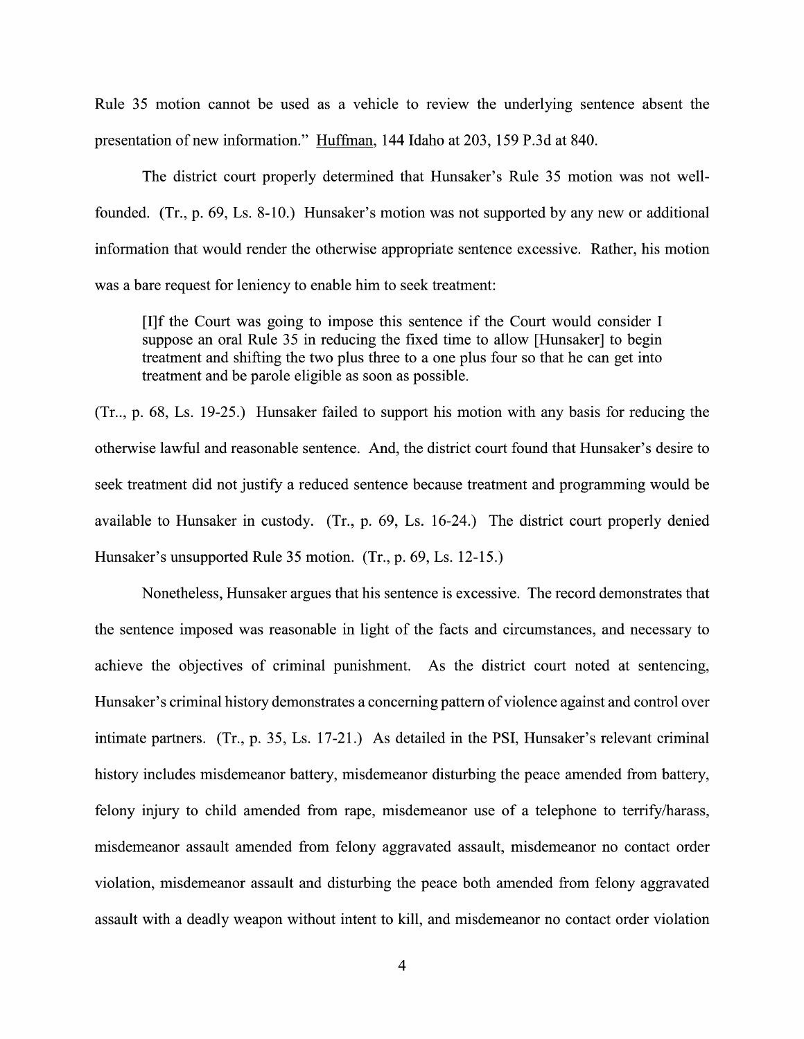Rule 35 motion cannot be used as a vehicle to review the underlying sentence absent the presentation of new information." Huffman, 144 Idaho at 203, 159 P.3d at 840.

The district court properly determined that Hunsaker's Rule 35 motion was not well-founded. (Tr., p. 69, Ls. 8-10.) Hunsaker's motion was not supported by any new or additional information that would render the otherwise appropriate sentence excessive. Rather, his motion was a bare request for leniency to enable him to seek treatment:

> [I]f the Court was going to impose this sentence if the Court would consider I suppose an oral Rule 35 in reducing the fixed time to allow [Hunsaker] to begin treatment and shifting the two plus three to a one plus four so that he can get into treatment and be parole eligible as soon as possible.

(Tr.., p. 68, Ls. 19-25.) Hunsaker failed to support his motion with any basis for reducing the otherwise lawful and reasonable sentence. And, the district court found that Hunsaker's desire to seek treatment did not justify a reduced sentence because treatment and programming would be available to Hunsaker in custody. (Tr., p. 69, Ls. 16-24.) The district court properly denied Hunsaker's unsupported Rule 35 motion. (Tr., p. 69, Ls. 12-15.)

Nonetheless, Hunsaker argues that his sentence is excessive. The record demonstrates that the sentence imposed was reasonable in light of the facts and circumstances, and necessary to achieve the objectives of criminal punishment. As the district court noted at sentencing, Hunsaker's criminal history demonstrates a concerning pattern of violence against and control over intimate partners. (Tr., p. 35, Ls. 17-21.) As detailed in the PSI, Hunsaker's relevant criminal history includes misdemeanor battery, misdemeanor disturbing the peace amended from battery, felony injury to child amended from rape, misdemeanor use of a telephone to terrify/harass, misdemeanor assault amended from felony aggravated assault, misdemeanor no contact order violation, misdemeanor assault and disturbing the peace both amended from felony aggravated assault with a deadly weapon without intent to kill, and misdemeanor no contact order violation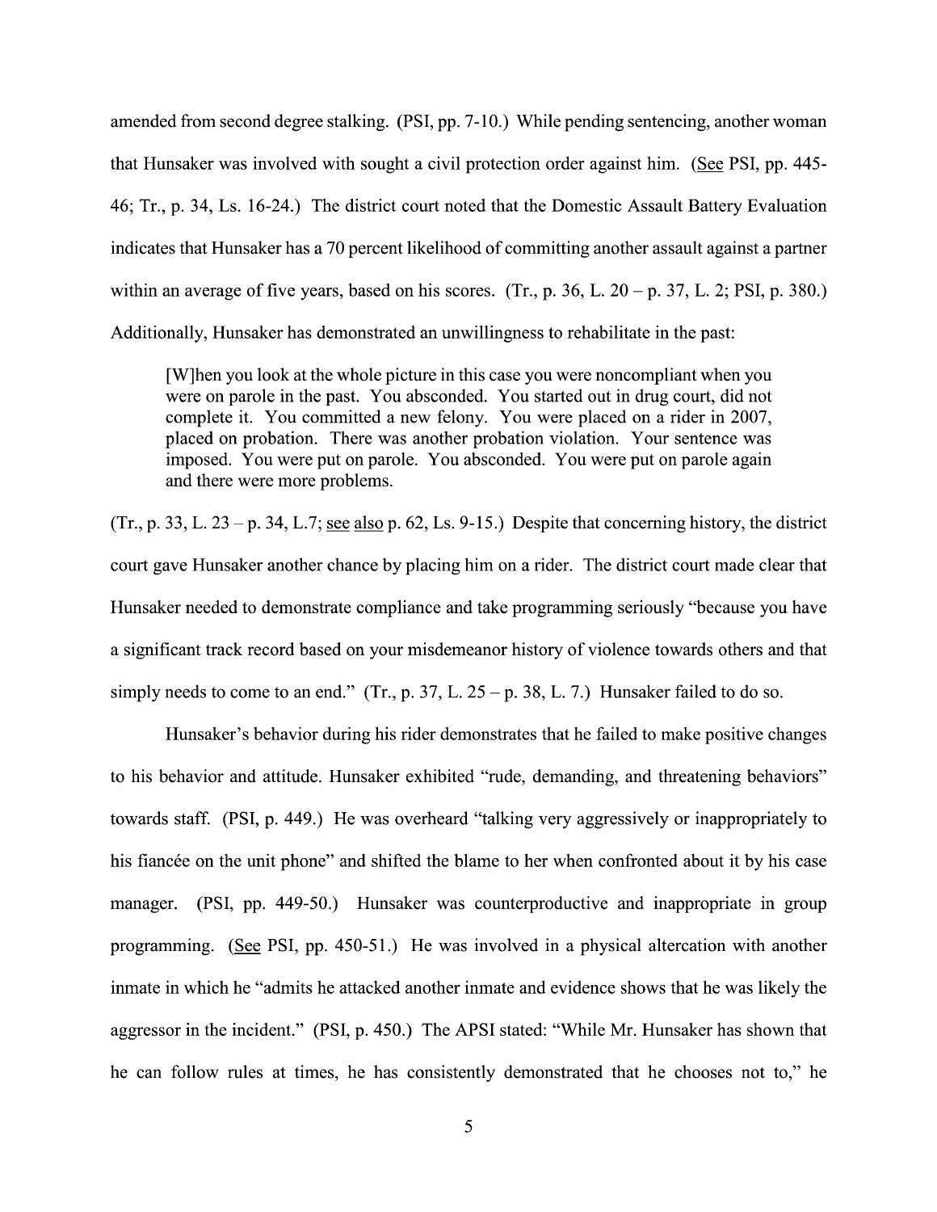amended from second degree stalking. (PSI, pp. 7-10.) While pending sentencing, another woman that Hunsaker was involved with sought a civil protection order against him. (See PSI, pp. 445-46; Tr., p. 34, Ls. 16-24.) The district court noted that the Domestic Assault Battery Evaluation indicates that Hunsaker has a 70 percent likelihood of committing another assault against a partner within an average of five years, based on his scores. (Tr., p. 36, L. 20 – p. 37, L. 2; PSI, p. 380.) Additionally, Hunsaker has demonstrated an unwillingness to rehabilitate in the past:

> [W]hen you look at the whole picture in this case you were noncompliant when you were on parole in the past. You absconded. You started out in drug court, did not complete it. You committed a new felony. You were placed on a rider in 2007, placed on probation. There was another probation violation. Your sentence was imposed. You were put on parole. You absconded. You were put on parole again and there were more problems.

(Tr., p. 33, L. 23 – p. 34, L.7; see also p. 62, Ls. 9-15.) Despite that concerning history, the district court gave Hunsaker another chance by placing him on a rider. The district court made clear that Hunsaker needed to demonstrate compliance and take programming seriously "because you have a significant track record based on your misdemeanor history of violence towards others and that simply needs to come to an end." (Tr., p. 37, L. 25 – p. 38, L. 7.) Hunsaker failed to do so.

Hunsaker's behavior during his rider demonstrates that he failed to make positive changes to his behavior and attitude. Hunsaker exhibited "rude, demanding, and threatening behaviors" towards staff. (PSI, p. 449.) He was overheard "talking very aggressively or inappropriately to his fiancée on the unit phone" and shifted the blame to her when confronted about it by his case manager. (PSI, pp. 449-50.) Hunsaker was counterproductive and inappropriate in group programming. (See PSI, pp. 450-51.) He was involved in a physical altercation with another inmate in which he "admits he attacked another inmate and evidence shows that he was likely the aggressor in the incident." (PSI, p. 450.) The APSI stated: "While Mr. Hunsaker has shown that he can follow rules at times, he has consistently demonstrated that he chooses not to," he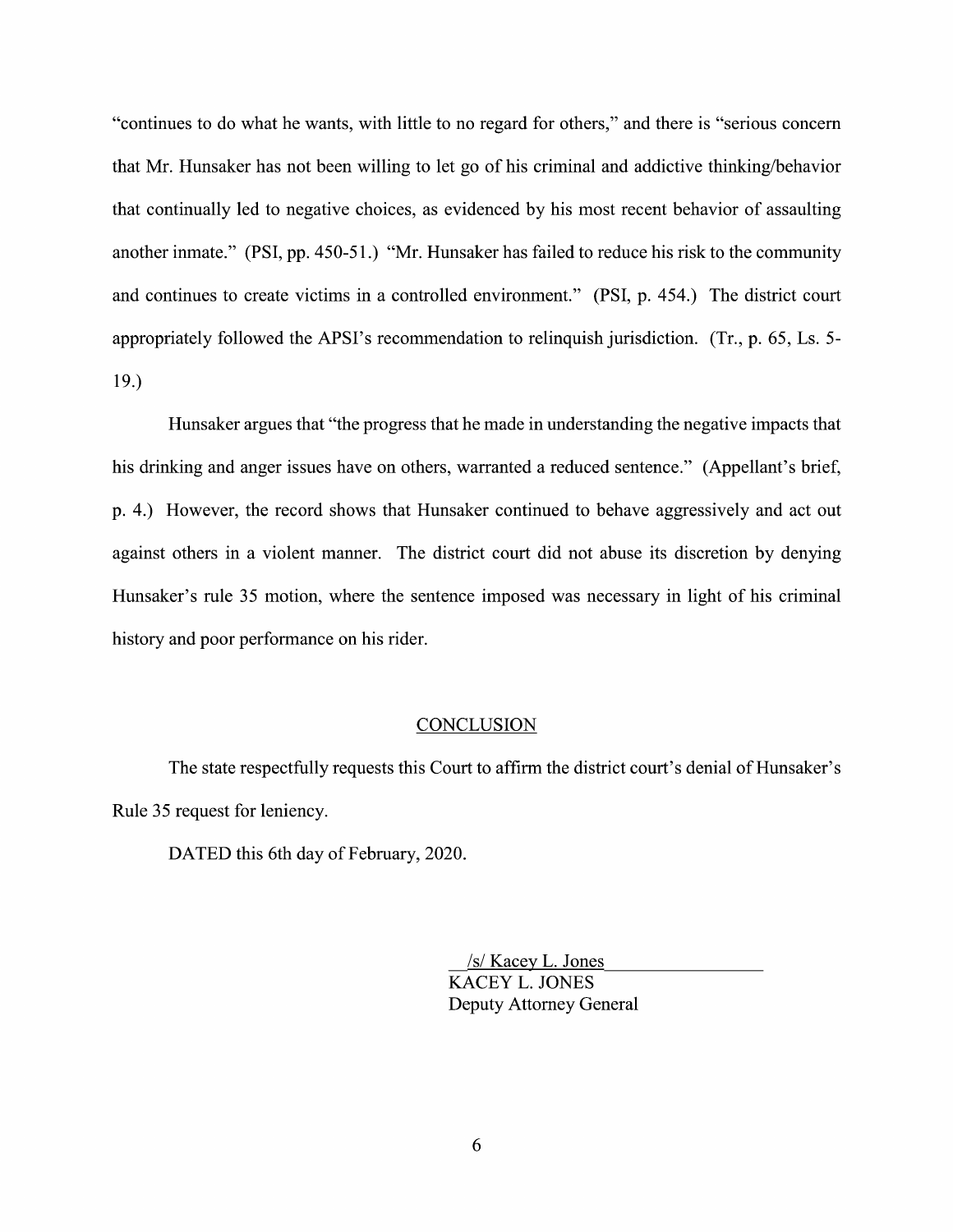"continues to do what he wants, with little to no regard for others," and there is "serious concern that Mr. Hunsaker has not been willing to let go of his criminal and addictive thinking/behavior that continually led to negative choices, as evidenced by his most recent behavior of assaulting another inmate." (PSI, pp. 450-51.) "Mr. Hunsaker has failed to reduce his risk to the community and continues to create victims in a controlled environment." (PSI, p. 454.) The district court appropriately followed the APSI's recommendation to relinquish jurisdiction. (Tr., p. 65, Ls. 5-19.)

Hunsaker argues that "the progress that he made in understanding the negative impacts that his drinking and anger issues have on others, warranted a reduced sentence." (Appellant's brief, p. 4.) However, the record shows that Hunsaker continued to behave aggressively and act out against others in a violent manner. The district court did not abuse its discretion by denying Hunsaker's rule 35 motion, where the sentence imposed was necessary in light of his criminal history and poor performance on his rider.

## CONCLUSION

The state respectfully requests this Court to affirm the district court's denial of Hunsaker's Rule 35 request for leniency.

DATED this 6th day of February, 2020.

/s/ Kacey L. Jones
KACEY L. JONES
Deputy Attorney General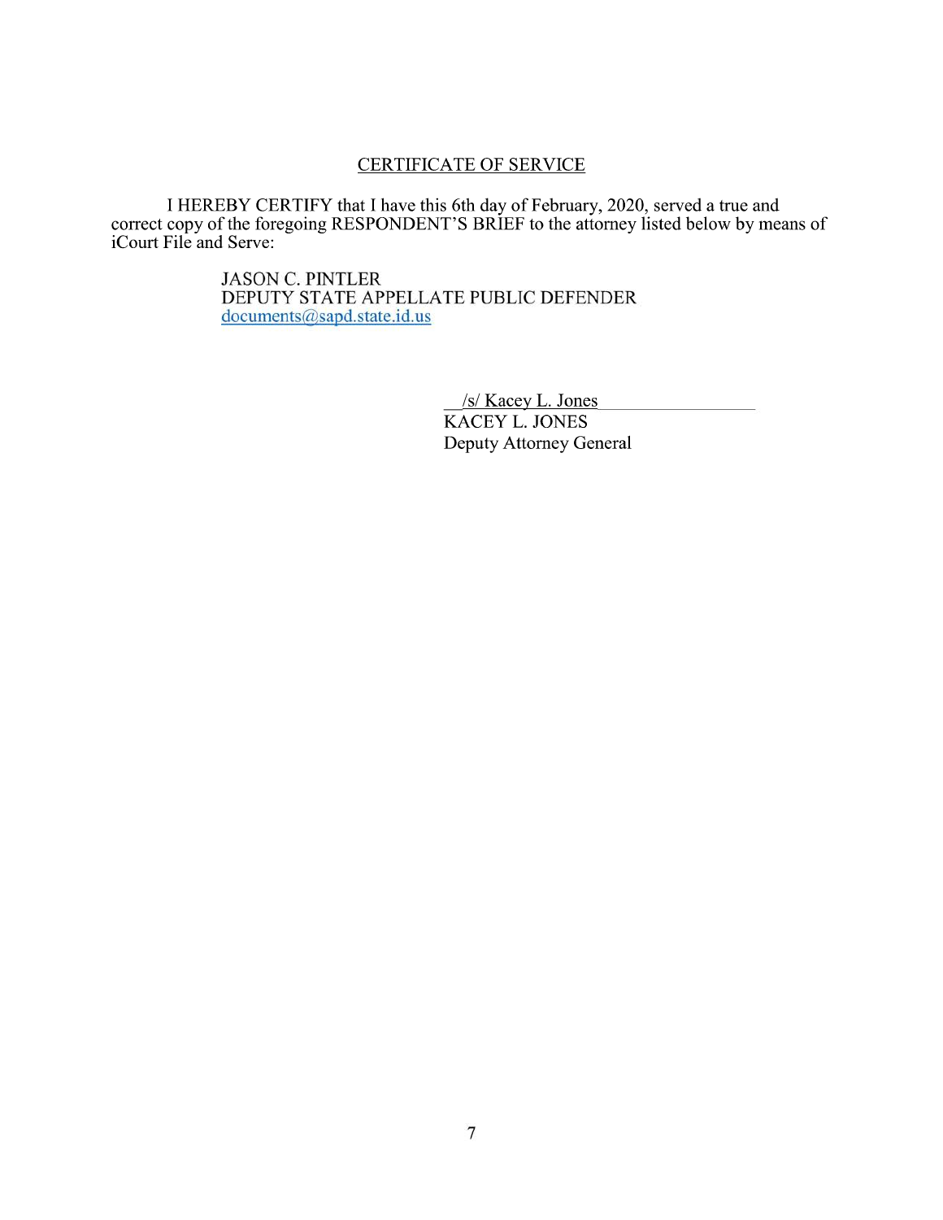## CERTIFICATE OF SERVICE

I HEREBY CERTIFY that I have this 6th day of February, 2020, served a true and correct copy of the foregoing RESPONDENT'S BRIEF to the attorney listed below by means of iCourt File and Serve:

JASON C. PINTLER
DEPUTY STATE APPELLATE PUBLIC DEFENDER
documents@sapd.state.id.us

/s/ Kacey L. Jones
KACEY L. JONES
Deputy Attorney General